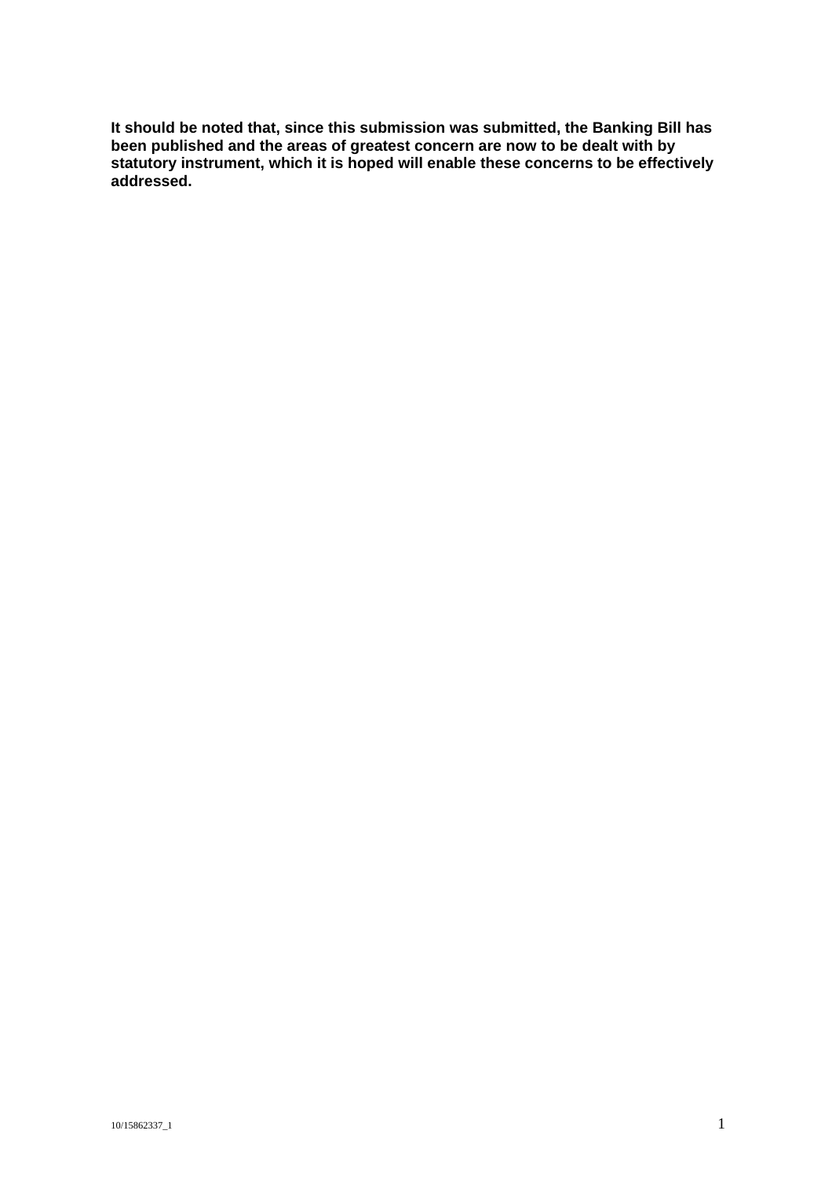**It should be noted that, since this submission was submitted, the Banking Bill has been published and the areas of greatest concern are now to be dealt with by statutory instrument, which it is hoped will enable these concerns to be effectively addressed.**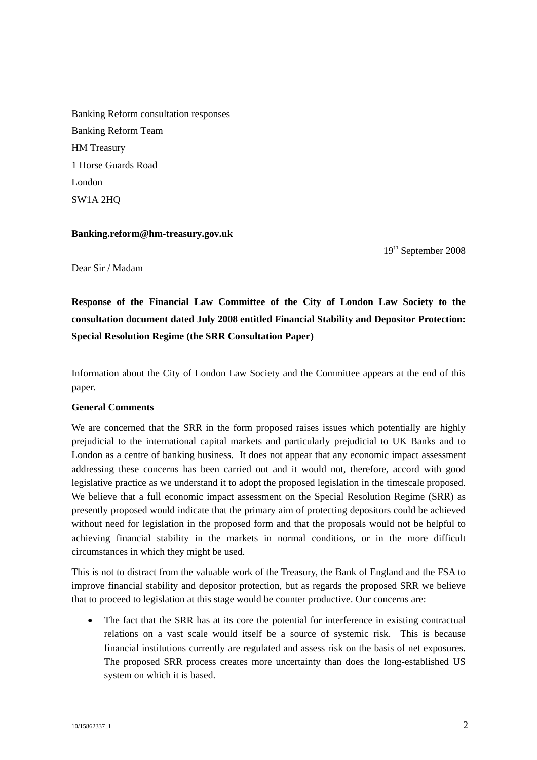Banking Reform consultation responses

Banking Reform Team

HM Treasury

1 Horse Guards Road

London

SW1A 2HQ

**Banking.reform@hm-treasury.gov.uk**

19th September 2008

Dear Sir / Madam

**Response of the Financial Law Committee of the City of London Law Society to the consultation document dated July 2008 entitled Financial Stability and Depositor Protection: Special Resolution Regime (the SRR Consultation Paper)**

Information about the City of London Law Society and the Committee appears at the end of this paper.

**General Comments**

We are concerned that the SRR in the form proposed raises issues which potentially are highly prejudicial to the international capital markets and particularly prejudicial to UK Banks and to London as a centre of banking business. It does not appear that any economic impact assessment addressing these concerns has been carried out and it would not, therefore, accord with good legislative practice as we understand it to adopt the proposed legislation in the timescale proposed. We believe that a full economic impact assessment on the Special Resolution Regime (SRR) as presently proposed would indicate that the primary aim of protecting depositors could be achieved without need for legislation in the proposed form and that the proposals would not be helpful to achieving financial stability in the markets in normal conditions, or in the more difficult circumstances in which they might be used.

This is not to distract from the valuable work of the Treasury, the Bank of England and the FSA to improve financial stability and depositor protection, but as regards the proposed SRR we believe that to proceed to legislation at this stage would be counter productive. Our concerns are:

- The fact that the SRR has at its core the potential for interference in existing contractual relations on a vast scale would itself be a source of systemic risk. This is because financial institutions currently are regulated and assess risk on the basis of net exposures. The proposed SRR process creates more uncertainty than does the long-established US system on which it is based.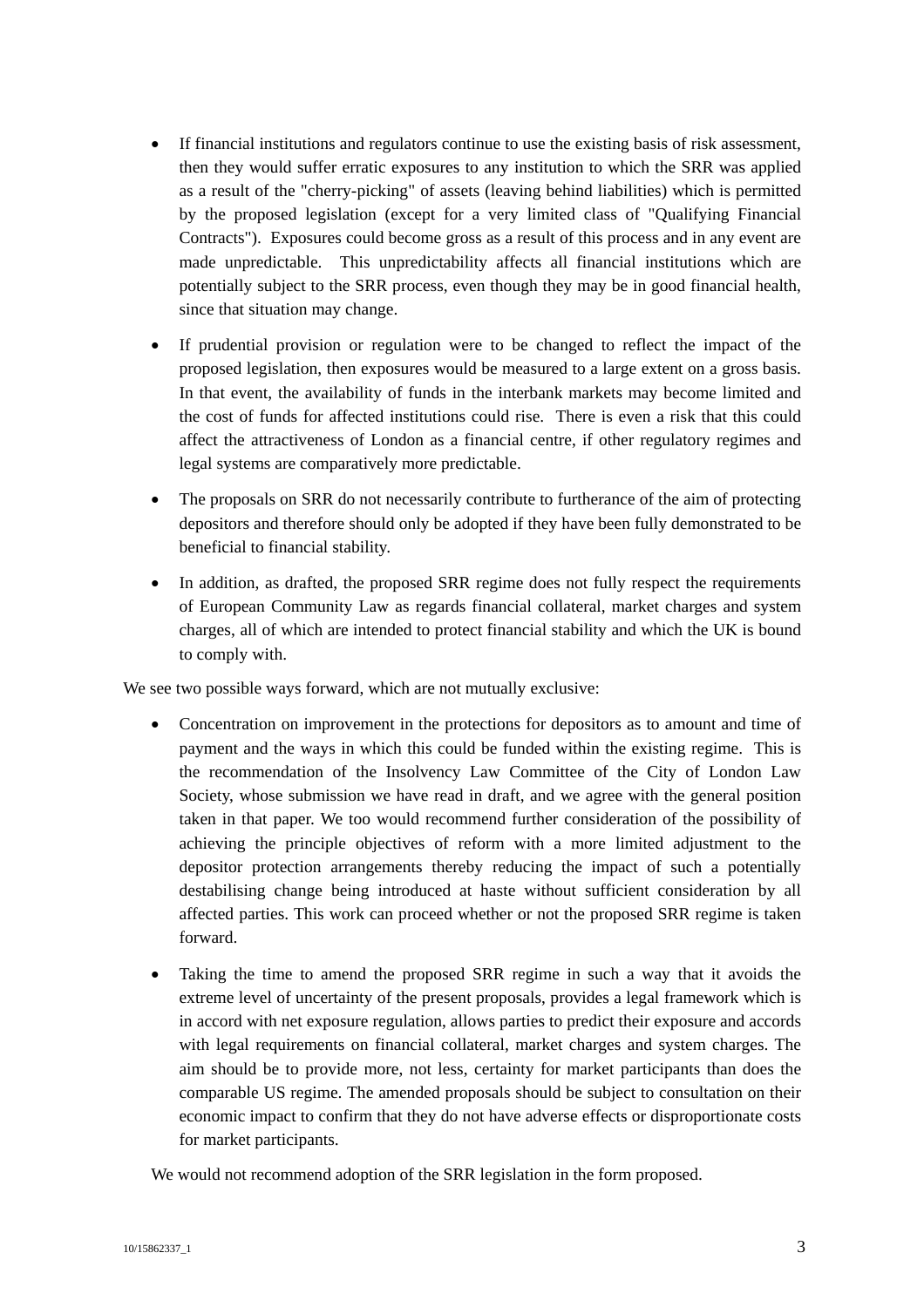- If financial institutions and regulators continue to use the existing basis of risk assessment, then they would suffer erratic exposures to any institution to which the SRR was applied as a result of the "cherry-picking" of assets (leaving behind liabilities) which is permitted by the proposed legislation (except for a very limited class of "Qualifying Financial Contracts"). Exposures could become gross as a result of this process and in any event are made unpredictable. This unpredictability affects all financial institutions which are potentially subject to the SRR process, even though they may be in good financial health, since that situation may change.

- If prudential provision or regulation were to be changed to reflect the impact of the proposed legislation, then exposures would be measured to a large extent on a gross basis. In that event, the availability of funds in the interbank markets may become limited and the cost of funds for affected institutions could rise. There is even a risk that this could affect the attractiveness of London as a financial centre, if other regulatory regimes and legal systems are comparatively more predictable.

- The proposals on SRR do not necessarily contribute to furtherance of the aim of protecting depositors and therefore should only be adopted if they have been fully demonstrated to be beneficial to financial stability.

- In addition, as drafted, the proposed SRR regime does not fully respect the requirements of European Community Law as regards financial collateral, market charges and system charges, all of which are intended to protect financial stability and which the UK is bound to comply with.

We see two possible ways forward, which are not mutually exclusive:

- Concentration on improvement in the protections for depositors as to amount and time of payment and the ways in which this could be funded within the existing regime. This is the recommendation of the Insolvency Law Committee of the City of London Law Society, whose submission we have read in draft, and we agree with the general position taken in that paper. We too would recommend further consideration of the possibility of achieving the principle objectives of reform with a more limited adjustment to the depositor protection arrangements thereby reducing the impact of such a potentially destabilising change being introduced at haste without sufficient consideration by all affected parties. This work can proceed whether or not the proposed SRR regime is taken forward.

- Taking the time to amend the proposed SRR regime in such a way that it avoids the extreme level of uncertainty of the present proposals, provides a legal framework which is in accord with net exposure regulation, allows parties to predict their exposure and accords with legal requirements on financial collateral, market charges and system charges. The aim should be to provide more, not less, certainty for market participants than does the comparable US regime. The amended proposals should be subject to consultation on their economic impact to confirm that they do not have adverse effects or disproportionate costs for market participants.

We would not recommend adoption of the SRR legislation in the form proposed.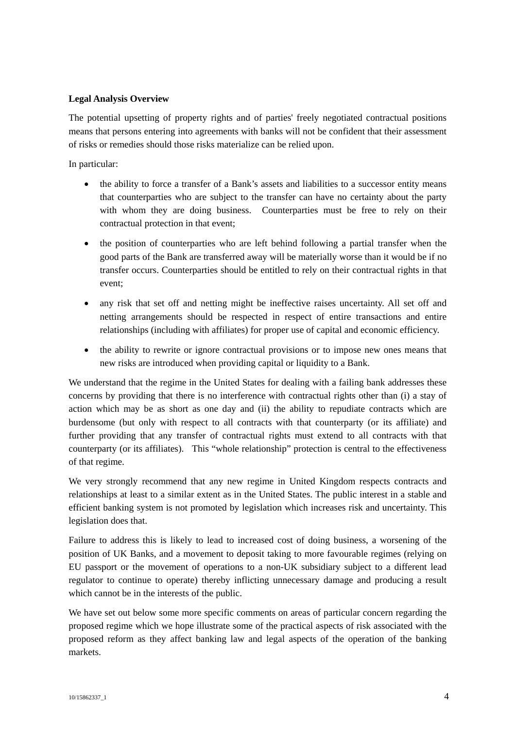**Legal Analysis Overview**

The potential upsetting of property rights and of parties' freely negotiated contractual positions means that persons entering into agreements with banks will not be confident that their assessment of risks or remedies should those risks materialize can be relied upon.

In particular:

- the ability to force a transfer of a Bank's assets and liabilities to a successor entity means that counterparties who are subject to the transfer can have no certainty about the party with whom they are doing business. Counterparties must be free to rely on their contractual protection in that event;
- the position of counterparties who are left behind following a partial transfer when the good parts of the Bank are transferred away will be materially worse than it would be if no transfer occurs. Counterparties should be entitled to rely on their contractual rights in that event;
- any risk that set off and netting might be ineffective raises uncertainty. All set off and netting arrangements should be respected in respect of entire transactions and entire relationships (including with affiliates) for proper use of capital and economic efficiency.
- the ability to rewrite or ignore contractual provisions or to impose new ones means that new risks are introduced when providing capital or liquidity to a Bank.

We understand that the regime in the United States for dealing with a failing bank addresses these concerns by providing that there is no interference with contractual rights other than (i) a stay of action which may be as short as one day and (ii) the ability to repudiate contracts which are burdensome (but only with respect to all contracts with that counterparty (or its affiliate) and further providing that any transfer of contractual rights must extend to all contracts with that counterparty (or its affiliates). This "whole relationship" protection is central to the effectiveness of that regime.

We very strongly recommend that any new regime in United Kingdom respects contracts and relationships at least to a similar extent as in the United States. The public interest in a stable and efficient banking system is not promoted by legislation which increases risk and uncertainty. This legislation does that.

Failure to address this is likely to lead to increased cost of doing business, a worsening of the position of UK Banks, and a movement to deposit taking to more favourable regimes (relying on EU passport or the movement of operations to a non-UK subsidiary subject to a different lead regulator to continue to operate) thereby inflicting unnecessary damage and producing a result which cannot be in the interests of the public.

We have set out below some more specific comments on areas of particular concern regarding the proposed regime which we hope illustrate some of the practical aspects of risk associated with the proposed reform as they affect banking law and legal aspects of the operation of the banking markets.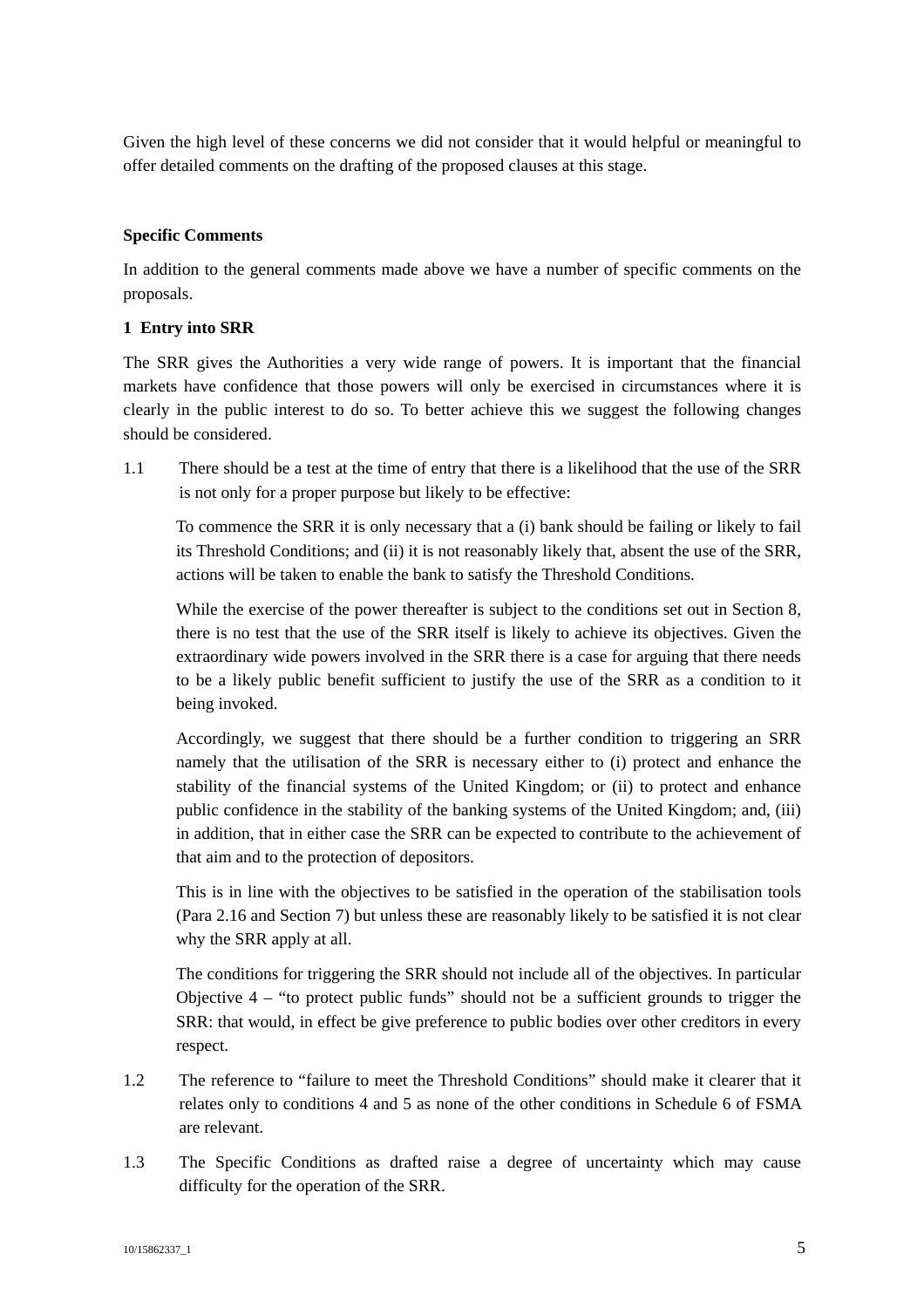Given the high level of these concerns we did not consider that it would helpful or meaningful to offer detailed comments on the drafting of the proposed clauses at this stage.

**Specific Comments**

In addition to the general comments made above we have a number of specific comments on the proposals.

**1 Entry into SRR**

The SRR gives the Authorities a very wide range of powers. It is important that the financial markets have confidence that those powers will only be exercised in circumstances where it is clearly in the public interest to do so. To better achieve this we suggest the following changes should be considered.

1.1 There should be a test at the time of entry that there is a likelihood that the use of the SRR is not only for a proper purpose but likely to be effective:

To commence the SRR it is only necessary that a (i) bank should be failing or likely to fail its Threshold Conditions; and (ii) it is not reasonably likely that, absent the use of the SRR, actions will be taken to enable the bank to satisfy the Threshold Conditions.

While the exercise of the power thereafter is subject to the conditions set out in Section 8, there is no test that the use of the SRR itself is likely to achieve its objectives. Given the extraordinary wide powers involved in the SRR there is a case for arguing that there needs to be a likely public benefit sufficient to justify the use of the SRR as a condition to it being invoked.

Accordingly, we suggest that there should be a further condition to triggering an SRR namely that the utilisation of the SRR is necessary either to (i) protect and enhance the stability of the financial systems of the United Kingdom; or (ii) to protect and enhance public confidence in the stability of the banking systems of the United Kingdom; and, (iii) in addition, that in either case the SRR can be expected to contribute to the achievement of that aim and to the protection of depositors.

This is in line with the objectives to be satisfied in the operation of the stabilisation tools (Para 2.16 and Section 7) but unless these are reasonably likely to be satisfied it is not clear why the SRR apply at all.

The conditions for triggering the SRR should not include all of the objectives. In particular Objective 4 – "to protect public funds" should not be a sufficient grounds to trigger the SRR: that would, in effect be give preference to public bodies over other creditors in every respect.

1.2 The reference to "failure to meet the Threshold Conditions" should make it clearer that it relates only to conditions 4 and 5 as none of the other conditions in Schedule 6 of FSMA are relevant.

1.3 The Specific Conditions as drafted raise a degree of uncertainty which may cause difficulty for the operation of the SRR.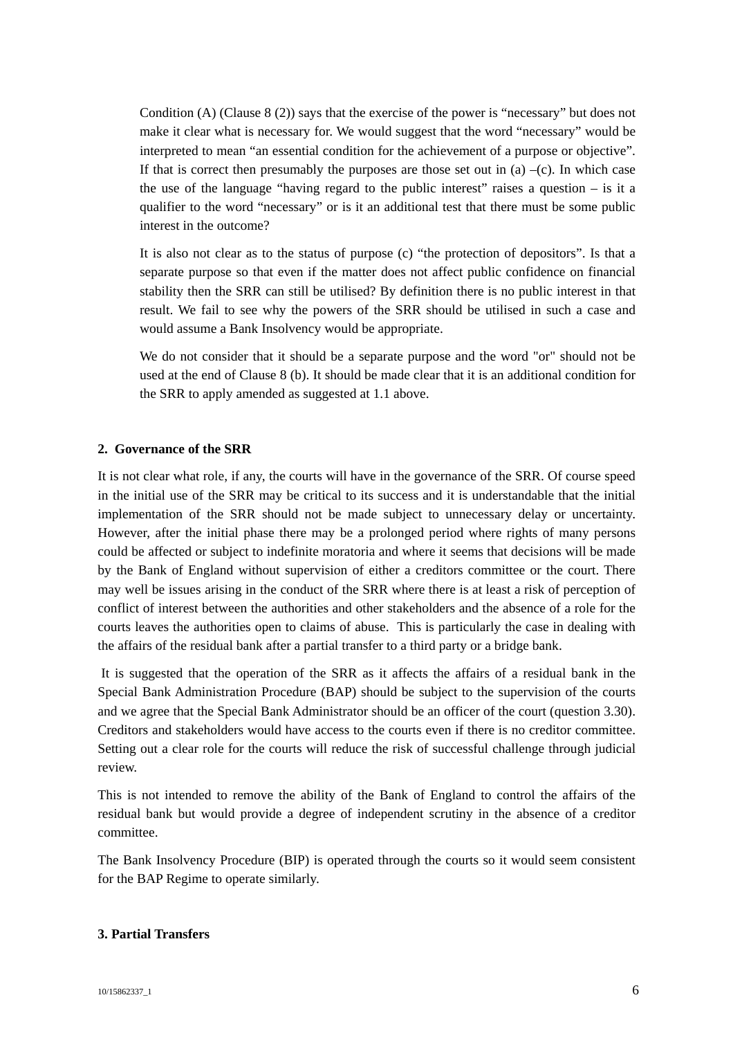Condition (A) (Clause 8 (2)) says that the exercise of the power is "necessary" but does not make it clear what is necessary for. We would suggest that the word "necessary" would be interpreted to mean "an essential condition for the achievement of a purpose or objective". If that is correct then presumably the purposes are those set out in (a) –(c). In which case the use of the language "having regard to the public interest" raises a question – is it a qualifier to the word "necessary" or is it an additional test that there must be some public interest in the outcome?

It is also not clear as to the status of purpose (c) "the protection of depositors". Is that a separate purpose so that even if the matter does not affect public confidence on financial stability then the SRR can still be utilised? By definition there is no public interest in that result. We fail to see why the powers of the SRR should be utilised in such a case and would assume a Bank Insolvency would be appropriate.

We do not consider that it should be a separate purpose and the word "or" should not be used at the end of Clause 8 (b). It should be made clear that it is an additional condition for the SRR to apply amended as suggested at 1.1 above.

## 2. Governance of the SRR

It is not clear what role, if any, the courts will have in the governance of the SRR. Of course speed in the initial use of the SRR may be critical to its success and it is understandable that the initial implementation of the SRR should not be made subject to unnecessary delay or uncertainty. However, after the initial phase there may be a prolonged period where rights of many persons could be affected or subject to indefinite moratoria and where it seems that decisions will be made by the Bank of England without supervision of either a creditors committee or the court. There may well be issues arising in the conduct of the SRR where there is at least a risk of perception of conflict of interest between the authorities and other stakeholders and the absence of a role for the courts leaves the authorities open to claims of abuse. This is particularly the case in dealing with the affairs of the residual bank after a partial transfer to a third party or a bridge bank.

It is suggested that the operation of the SRR as it affects the affairs of a residual bank in the Special Bank Administration Procedure (BAP) should be subject to the supervision of the courts and we agree that the Special Bank Administrator should be an officer of the court (question 3.30). Creditors and stakeholders would have access to the courts even if there is no creditor committee. Setting out a clear role for the courts will reduce the risk of successful challenge through judicial review.

This is not intended to remove the ability of the Bank of England to control the affairs of the residual bank but would provide a degree of independent scrutiny in the absence of a creditor committee.

The Bank Insolvency Procedure (BIP) is operated through the courts so it would seem consistent for the BAP Regime to operate similarly.

## 3. Partial Transfers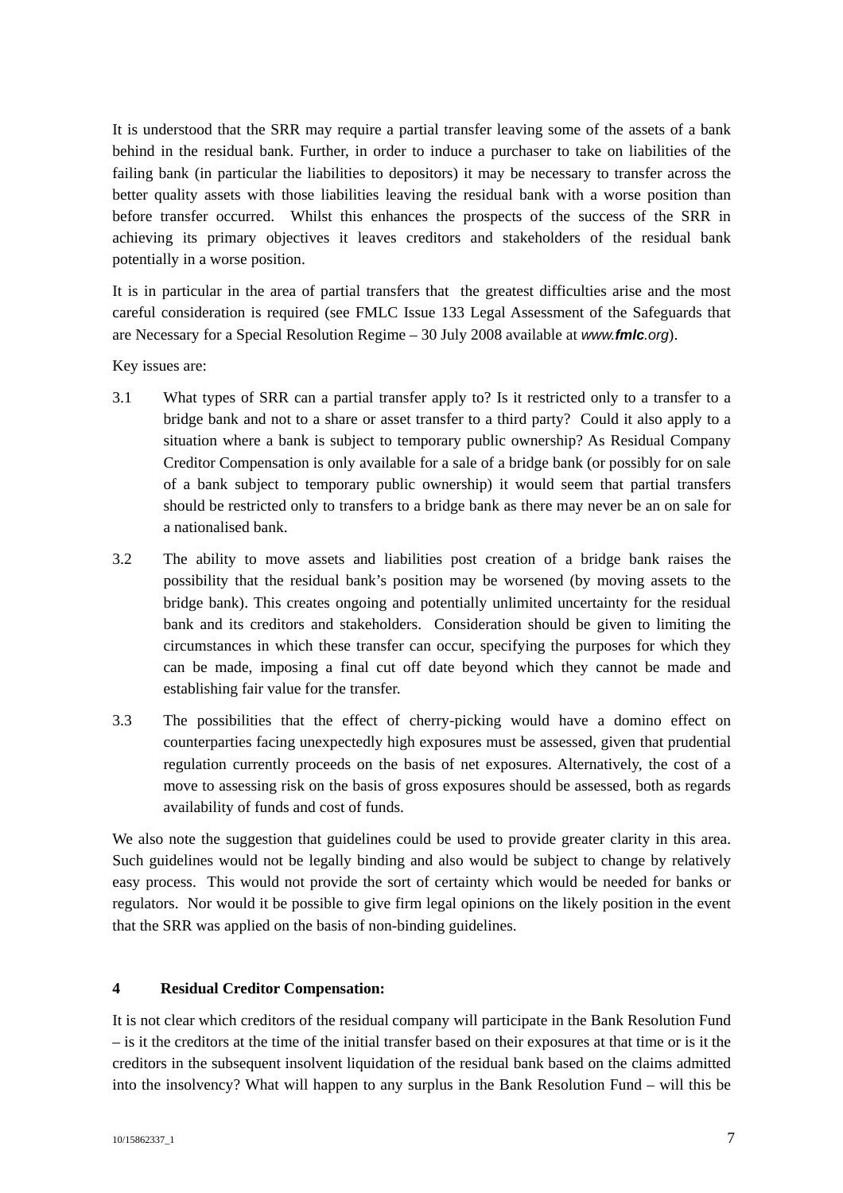It is understood that the SRR may require a partial transfer leaving some of the assets of a bank behind in the residual bank. Further, in order to induce a purchaser to take on liabilities of the failing bank (in particular the liabilities to depositors) it may be necessary to transfer across the better quality assets with those liabilities leaving the residual bank with a worse position than before transfer occurred. Whilst this enhances the prospects of the success of the SRR in achieving its primary objectives it leaves creditors and stakeholders of the residual bank potentially in a worse position.

It is in particular in the area of partial transfers that the greatest difficulties arise and the most careful consideration is required (see FMLC Issue 133 Legal Assessment of the Safeguards that are Necessary for a Special Resolution Regime – 30 July 2008 available at *www.**fmlc**.org*).

Key issues are:

3.1 What types of SRR can a partial transfer apply to? Is it restricted only to a transfer to a bridge bank and not to a share or asset transfer to a third party? Could it also apply to a situation where a bank is subject to temporary public ownership? As Residual Company Creditor Compensation is only available for a sale of a bridge bank (or possibly for on sale of a bank subject to temporary public ownership) it would seem that partial transfers should be restricted only to transfers to a bridge bank as there may never be an on sale for a nationalised bank.

3.2 The ability to move assets and liabilities post creation of a bridge bank raises the possibility that the residual bank's position may be worsened (by moving assets to the bridge bank). This creates ongoing and potentially unlimited uncertainty for the residual bank and its creditors and stakeholders. Consideration should be given to limiting the circumstances in which these transfer can occur, specifying the purposes for which they can be made, imposing a final cut off date beyond which they cannot be made and establishing fair value for the transfer.

3.3 The possibilities that the effect of cherry-picking would have a domino effect on counterparties facing unexpectedly high exposures must be assessed, given that prudential regulation currently proceeds on the basis of net exposures. Alternatively, the cost of a move to assessing risk on the basis of gross exposures should be assessed, both as regards availability of funds and cost of funds.

We also note the suggestion that guidelines could be used to provide greater clarity in this area. Such guidelines would not be legally binding and also would be subject to change by relatively easy process. This would not provide the sort of certainty which would be needed for banks or regulators. Nor would it be possible to give firm legal opinions on the likely position in the event that the SRR was applied on the basis of non-binding guidelines.

## 4 Residual Creditor Compensation:

It is not clear which creditors of the residual company will participate in the Bank Resolution Fund – is it the creditors at the time of the initial transfer based on their exposures at that time or is it the creditors in the subsequent insolvent liquidation of the residual bank based on the claims admitted into the insolvency? What will happen to any surplus in the Bank Resolution Fund – will this be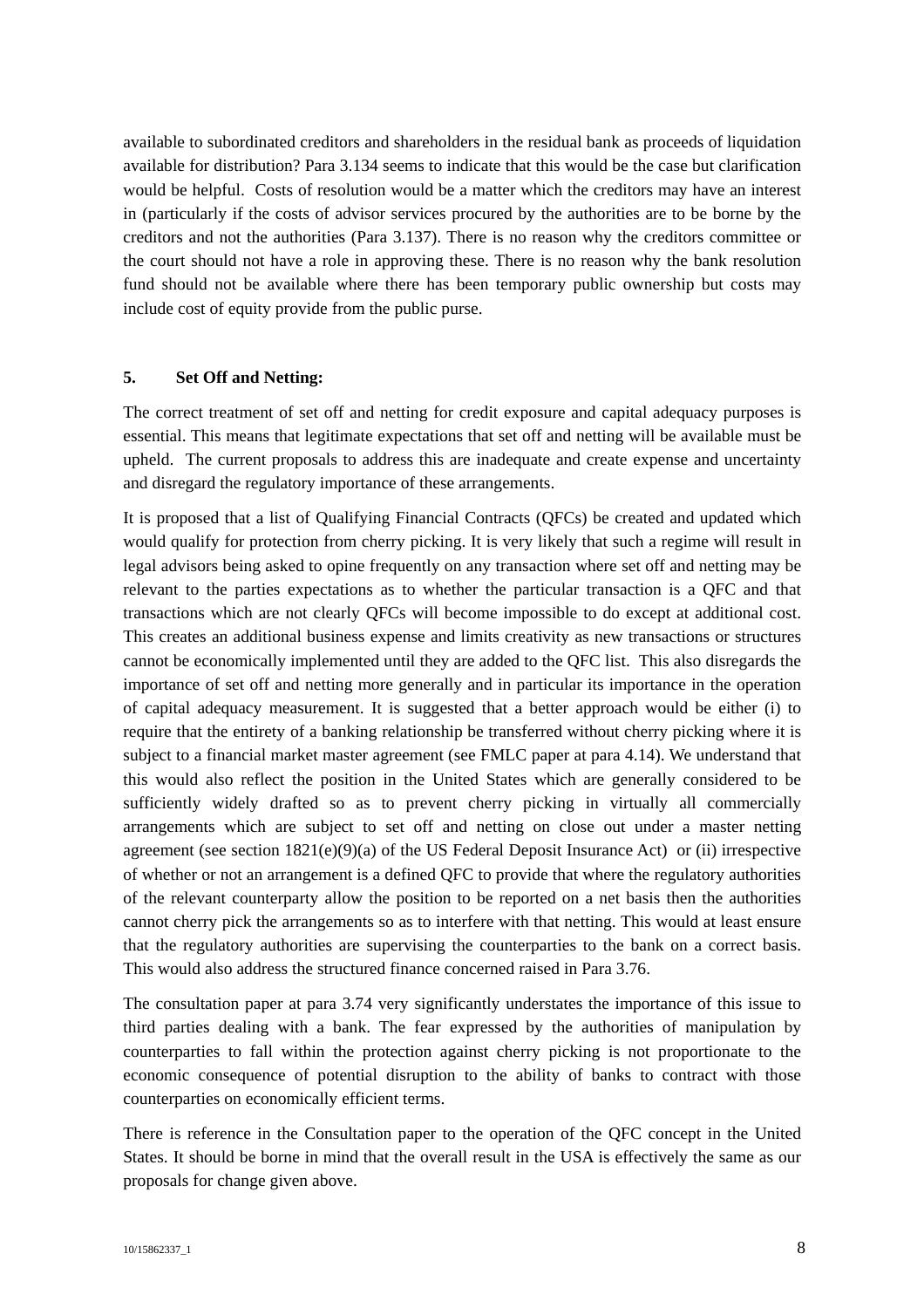available to subordinated creditors and shareholders in the residual bank as proceeds of liquidation available for distribution? Para 3.134 seems to indicate that this would be the case but clarification would be helpful. Costs of resolution would be a matter which the creditors may have an interest in (particularly if the costs of advisor services procured by the authorities are to be borne by the creditors and not the authorities (Para 3.137). There is no reason why the creditors committee or the court should not have a role in approving these. There is no reason why the bank resolution fund should not be available where there has been temporary public ownership but costs may include cost of equity provide from the public purse.

## 5. Set Off and Netting:

The correct treatment of set off and netting for credit exposure and capital adequacy purposes is essential. This means that legitimate expectations that set off and netting will be available must be upheld. The current proposals to address this are inadequate and create expense and uncertainty and disregard the regulatory importance of these arrangements.

It is proposed that a list of Qualifying Financial Contracts (QFCs) be created and updated which would qualify for protection from cherry picking. It is very likely that such a regime will result in legal advisors being asked to opine frequently on any transaction where set off and netting may be relevant to the parties expectations as to whether the particular transaction is a QFC and that transactions which are not clearly QFCs will become impossible to do except at additional cost. This creates an additional business expense and limits creativity as new transactions or structures cannot be economically implemented until they are added to the QFC list. This also disregards the importance of set off and netting more generally and in particular its importance in the operation of capital adequacy measurement. It is suggested that a better approach would be either (i) to require that the entirety of a banking relationship be transferred without cherry picking where it is subject to a financial market master agreement (see FMLC paper at para 4.14). We understand that this would also reflect the position in the United States which are generally considered to be sufficiently widely drafted so as to prevent cherry picking in virtually all commercially arrangements which are subject to set off and netting on close out under a master netting agreement (see section 1821(e)(9)(a) of the US Federal Deposit Insurance Act) or (ii) irrespective of whether or not an arrangement is a defined QFC to provide that where the regulatory authorities of the relevant counterparty allow the position to be reported on a net basis then the authorities cannot cherry pick the arrangements so as to interfere with that netting. This would at least ensure that the regulatory authorities are supervising the counterparties to the bank on a correct basis. This would also address the structured finance concerned raised in Para 3.76.

The consultation paper at para 3.74 very significantly understates the importance of this issue to third parties dealing with a bank. The fear expressed by the authorities of manipulation by counterparties to fall within the protection against cherry picking is not proportionate to the economic consequence of potential disruption to the ability of banks to contract with those counterparties on economically efficient terms.

There is reference in the Consultation paper to the operation of the QFC concept in the United States. It should be borne in mind that the overall result in the USA is effectively the same as our proposals for change given above.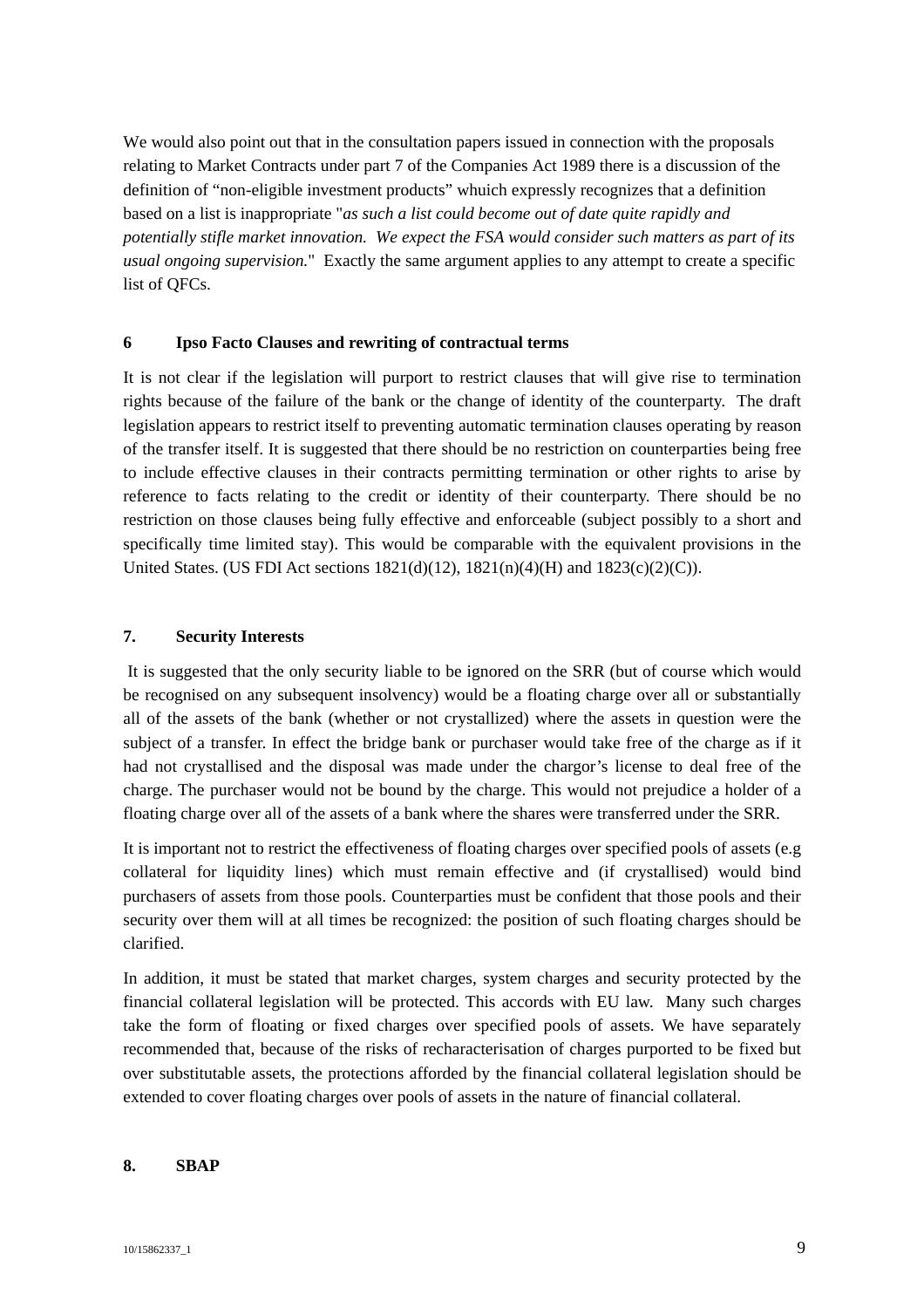We would also point out that in the consultation papers issued in connection with the proposals relating to Market Contracts under part 7 of the Companies Act 1989 there is a discussion of the definition of "non-eligible investment products" whuich expressly recognizes that a definition based on a list is inappropriate "*as such a list could become out of date quite rapidly and potentially stifle market innovation. We expect the FSA would consider such matters as part of its usual ongoing supervision.*" Exactly the same argument applies to any attempt to create a specific list of QFCs.

## 6 Ipso Facto Clauses and rewriting of contractual terms

It is not clear if the legislation will purport to restrict clauses that will give rise to termination rights because of the failure of the bank or the change of identity of the counterparty. The draft legislation appears to restrict itself to preventing automatic termination clauses operating by reason of the transfer itself. It is suggested that there should be no restriction on counterparties being free to include effective clauses in their contracts permitting termination or other rights to arise by reference to facts relating to the credit or identity of their counterparty. There should be no restriction on those clauses being fully effective and enforceable (subject possibly to a short and specifically time limited stay). This would be comparable with the equivalent provisions in the United States. (US FDI Act sections 1821(d)(12), 1821(n)(4)(H) and 1823(c)(2)(C)).

## 7. Security Interests

It is suggested that the only security liable to be ignored on the SRR (but of course which would be recognised on any subsequent insolvency) would be a floating charge over all or substantially all of the assets of the bank (whether or not crystallized) where the assets in question were the subject of a transfer. In effect the bridge bank or purchaser would take free of the charge as if it had not crystallised and the disposal was made under the chargor's license to deal free of the charge. The purchaser would not be bound by the charge. This would not prejudice a holder of a floating charge over all of the assets of a bank where the shares were transferred under the SRR.

It is important not to restrict the effectiveness of floating charges over specified pools of assets (e.g collateral for liquidity lines) which must remain effective and (if crystallised) would bind purchasers of assets from those pools. Counterparties must be confident that those pools and their security over them will at all times be recognized: the position of such floating charges should be clarified.

In addition, it must be stated that market charges, system charges and security protected by the financial collateral legislation will be protected. This accords with EU law. Many such charges take the form of floating or fixed charges over specified pools of assets. We have separately recommended that, because of the risks of recharacterisation of charges purported to be fixed but over substitutable assets, the protections afforded by the financial collateral legislation should be extended to cover floating charges over pools of assets in the nature of financial collateral.

## 8. SBAP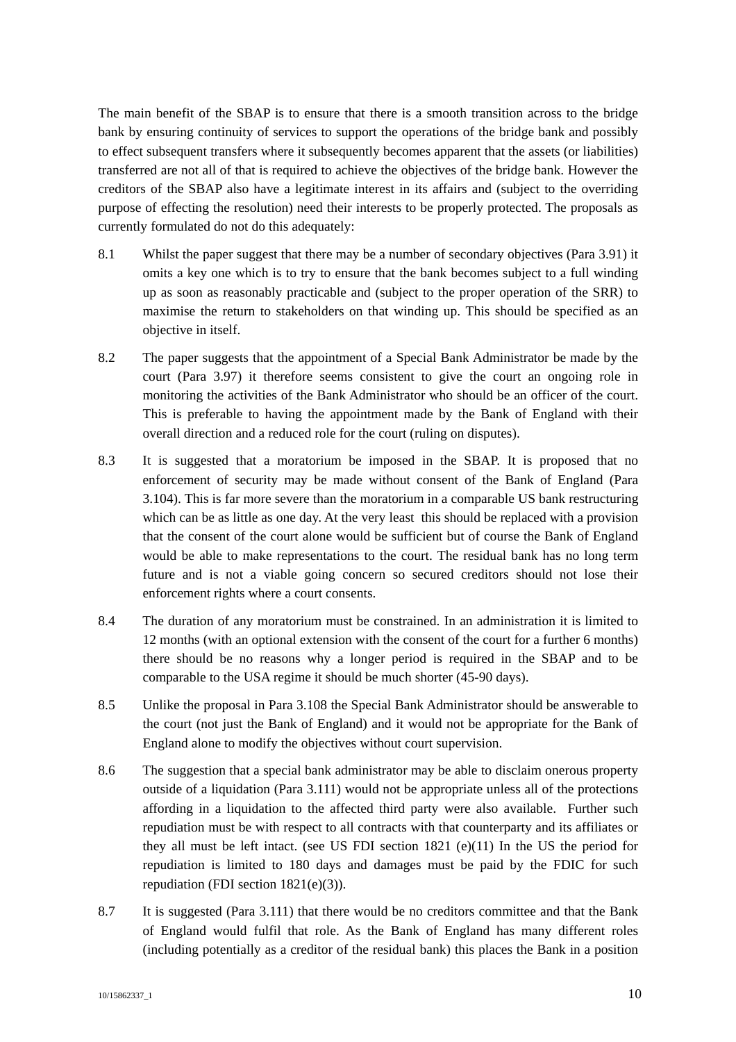The main benefit of the SBAP is to ensure that there is a smooth transition across to the bridge bank by ensuring continuity of services to support the operations of the bridge bank and possibly to effect subsequent transfers where it subsequently becomes apparent that the assets (or liabilities) transferred are not all of that is required to achieve the objectives of the bridge bank. However the creditors of the SBAP also have a legitimate interest in its affairs and (subject to the overriding purpose of effecting the resolution) need their interests to be properly protected. The proposals as currently formulated do not do this adequately:

8.1 Whilst the paper suggest that there may be a number of secondary objectives (Para 3.91) it omits a key one which is to try to ensure that the bank becomes subject to a full winding up as soon as reasonably practicable and (subject to the proper operation of the SRR) to maximise the return to stakeholders on that winding up. This should be specified as an objective in itself.

8.2 The paper suggests that the appointment of a Special Bank Administrator be made by the court (Para 3.97) it therefore seems consistent to give the court an ongoing role in monitoring the activities of the Bank Administrator who should be an officer of the court. This is preferable to having the appointment made by the Bank of England with their overall direction and a reduced role for the court (ruling on disputes).

8.3 It is suggested that a moratorium be imposed in the SBAP. It is proposed that no enforcement of security may be made without consent of the Bank of England (Para 3.104). This is far more severe than the moratorium in a comparable US bank restructuring which can be as little as one day. At the very least this should be replaced with a provision that the consent of the court alone would be sufficient but of course the Bank of England would be able to make representations to the court. The residual bank has no long term future and is not a viable going concern so secured creditors should not lose their enforcement rights where a court consents.

8.4 The duration of any moratorium must be constrained. In an administration it is limited to 12 months (with an optional extension with the consent of the court for a further 6 months) there should be no reasons why a longer period is required in the SBAP and to be comparable to the USA regime it should be much shorter (45-90 days).

8.5 Unlike the proposal in Para 3.108 the Special Bank Administrator should be answerable to the court (not just the Bank of England) and it would not be appropriate for the Bank of England alone to modify the objectives without court supervision.

8.6 The suggestion that a special bank administrator may be able to disclaim onerous property outside of a liquidation (Para 3.111) would not be appropriate unless all of the protections affording in a liquidation to the affected third party were also available. Further such repudiation must be with respect to all contracts with that counterparty and its affiliates or they all must be left intact. (see US FDI section 1821 (e)(11) In the US the period for repudiation is limited to 180 days and damages must be paid by the FDIC for such repudiation (FDI section 1821(e)(3)).

8.7 It is suggested (Para 3.111) that there would be no creditors committee and that the Bank of England would fulfil that role. As the Bank of England has many different roles (including potentially as a creditor of the residual bank) this places the Bank in a position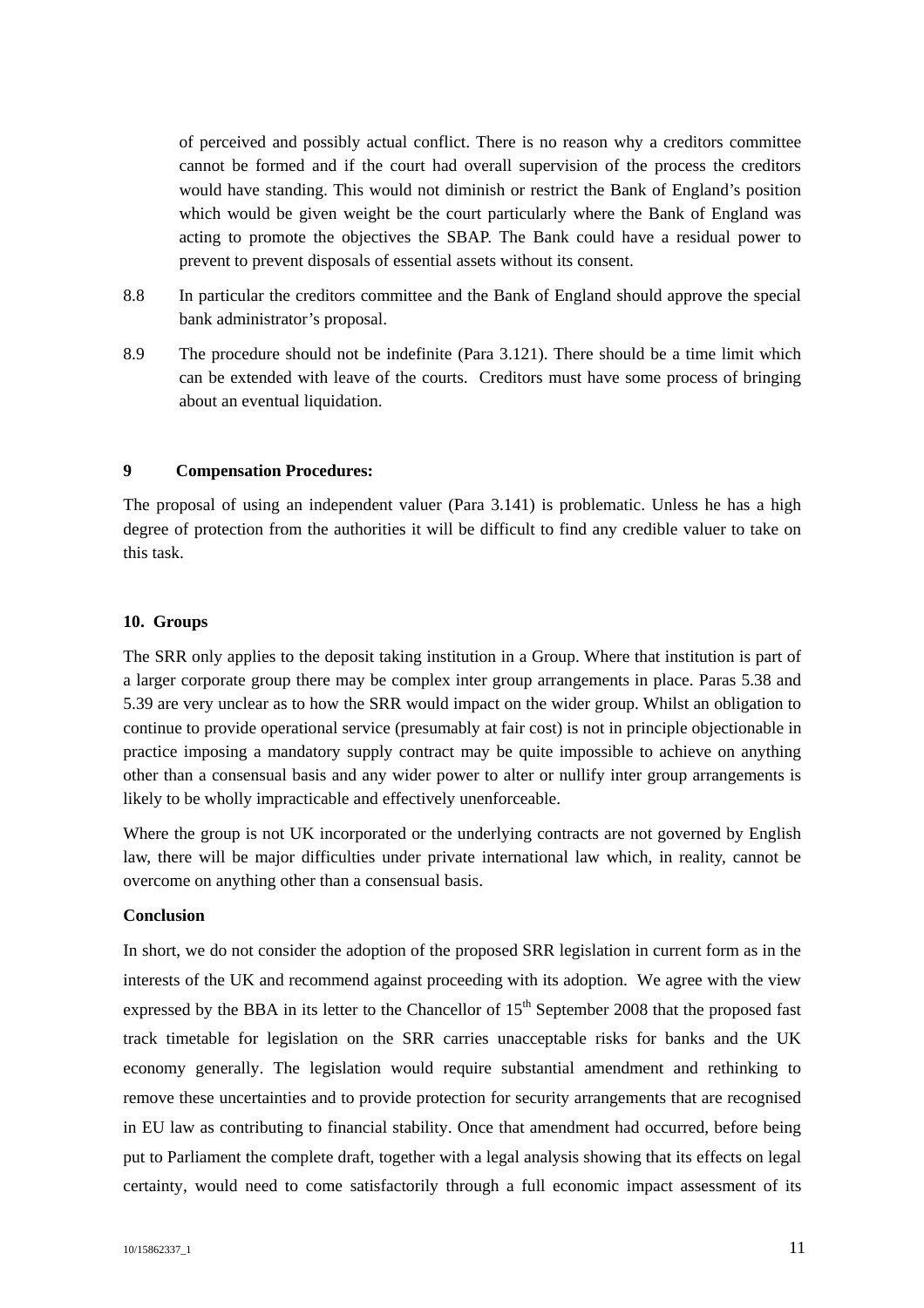of perceived and possibly actual conflict. There is no reason why a creditors committee cannot be formed and if the court had overall supervision of the process the creditors would have standing. This would not diminish or restrict the Bank of England's position which would be given weight be the court particularly where the Bank of England was acting to promote the objectives the SBAP. The Bank could have a residual power to prevent to prevent disposals of essential assets without its consent.

8.8 In particular the creditors committee and the Bank of England should approve the special bank administrator's proposal.

8.9 The procedure should not be indefinite (Para 3.121). There should be a time limit which can be extended with leave of the courts. Creditors must have some process of bringing about an eventual liquidation.

**9 Compensation Procedures:**

The proposal of using an independent valuer (Para 3.141) is problematic. Unless he has a high degree of protection from the authorities it will be difficult to find any credible valuer to take on this task.

**10. Groups**

The SRR only applies to the deposit taking institution in a Group. Where that institution is part of a larger corporate group there may be complex inter group arrangements in place. Paras 5.38 and 5.39 are very unclear as to how the SRR would impact on the wider group. Whilst an obligation to continue to provide operational service (presumably at fair cost) is not in principle objectionable in practice imposing a mandatory supply contract may be quite impossible to achieve on anything other than a consensual basis and any wider power to alter or nullify inter group arrangements is likely to be wholly impracticable and effectively unenforceable.

Where the group is not UK incorporated or the underlying contracts are not governed by English law, there will be major difficulties under private international law which, in reality, cannot be overcome on anything other than a consensual basis.

**Conclusion**

In short, we do not consider the adoption of the proposed SRR legislation in current form as in the interests of the UK and recommend against proceeding with its adoption. We agree with the view expressed by the BBA in its letter to the Chancellor of 15th September 2008 that the proposed fast track timetable for legislation on the SRR carries unacceptable risks for banks and the UK economy generally. The legislation would require substantial amendment and rethinking to remove these uncertainties and to provide protection for security arrangements that are recognised in EU law as contributing to financial stability. Once that amendment had occurred, before being put to Parliament the complete draft, together with a legal analysis showing that its effects on legal certainty, would need to come satisfactorily through a full economic impact assessment of its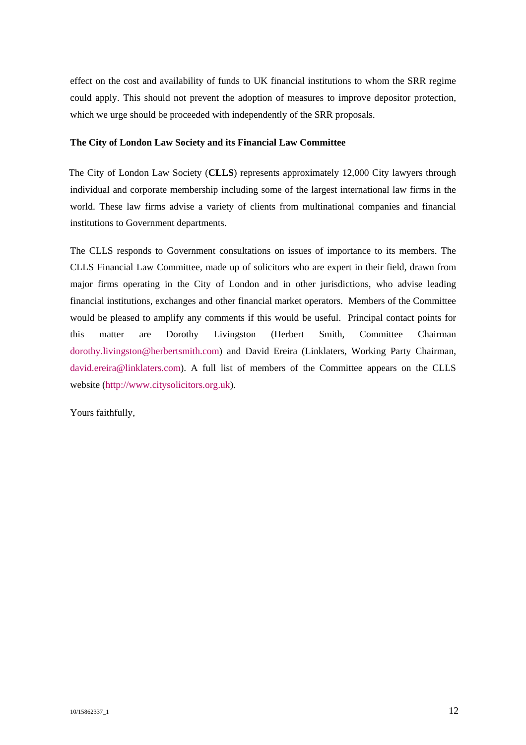effect on the cost and availability of funds to UK financial institutions to whom the SRR regime could apply. This should not prevent the adoption of measures to improve depositor protection, which we urge should be proceeded with independently of the SRR proposals.

**The City of London Law Society and its Financial Law Committee**

The City of London Law Society (**CLLS**) represents approximately 12,000 City lawyers through individual and corporate membership including some of the largest international law firms in the world. These law firms advise a variety of clients from multinational companies and financial institutions to Government departments.

The CLLS responds to Government consultations on issues of importance to its members. The CLLS Financial Law Committee, made up of solicitors who are expert in their field, drawn from major firms operating in the City of London and in other jurisdictions, who advise leading financial institutions, exchanges and other financial market operators. Members of the Committee would be pleased to amplify any comments if this would be useful. Principal contact points for this matter are Dorothy Livingston (Herbert Smith, Committee Chairman dorothy.livingston@herbertsmith.com) and David Ereira (Linklaters, Working Party Chairman, david.ereira@linklaters.com). A full list of members of the Committee appears on the CLLS website (http://www.citysolicitors.org.uk).

Yours faithfully,